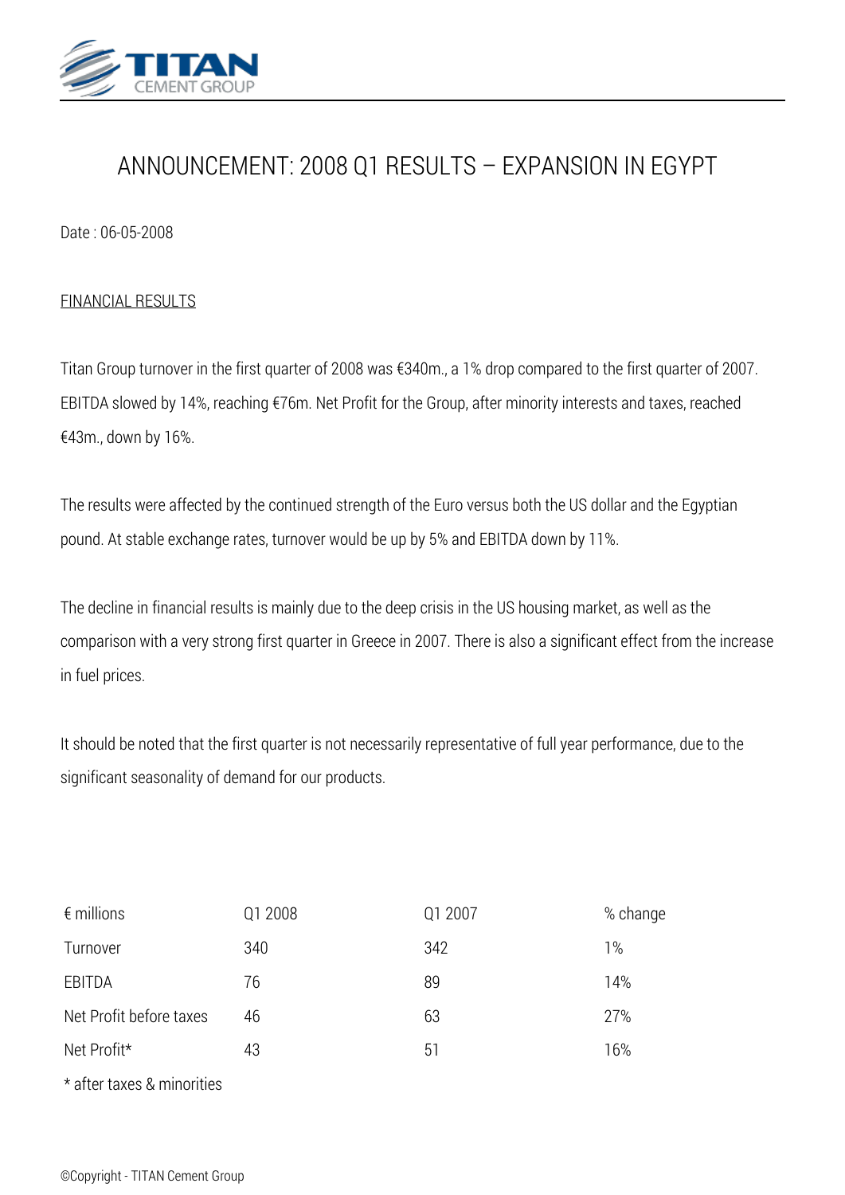# ANNOUNCEMENT: 2008 Q1 RESULTS – EXPANSION IN EGYPT

Date : 06-05-2008

## FINANCIAL RESULTS

Titan Group turnover in the first quarter of 2008 was €340m., a 1% drop compared to the first quarter of 2007. EBITDA slowed by 14%, reaching €76m. Net Profit for the Group, after minority interests and taxes, reached €43m., down by 16%.

The results were affected by the continued strength of the Euro versus both the US dollar and the Egyptian pound. At stable exchange rates, turnover would be up by 5% and EBITDA down by 11%.

The decline in financial results is mainly due to the deep crisis in the US housing market, as well as the comparison with a very strong first quarter in Greece in 2007. There is also a significant effect from the increase in fuel prices.

It should be noted that the first quarter is not necessarily representative of full year performance, due to the significant seasonality of demand for our products.

| € millions | Q1 2008 | Q1 2007 | % change |
|---|---|---|---|
| Turnover | 340 | 342 | 1% |
| EBITDA | 76 | 89 | 14% |
| Net Profit before taxes | 46 | 63 | 27% |
| Net Profit* | 43 | 51 | 16% |

* after taxes & minorities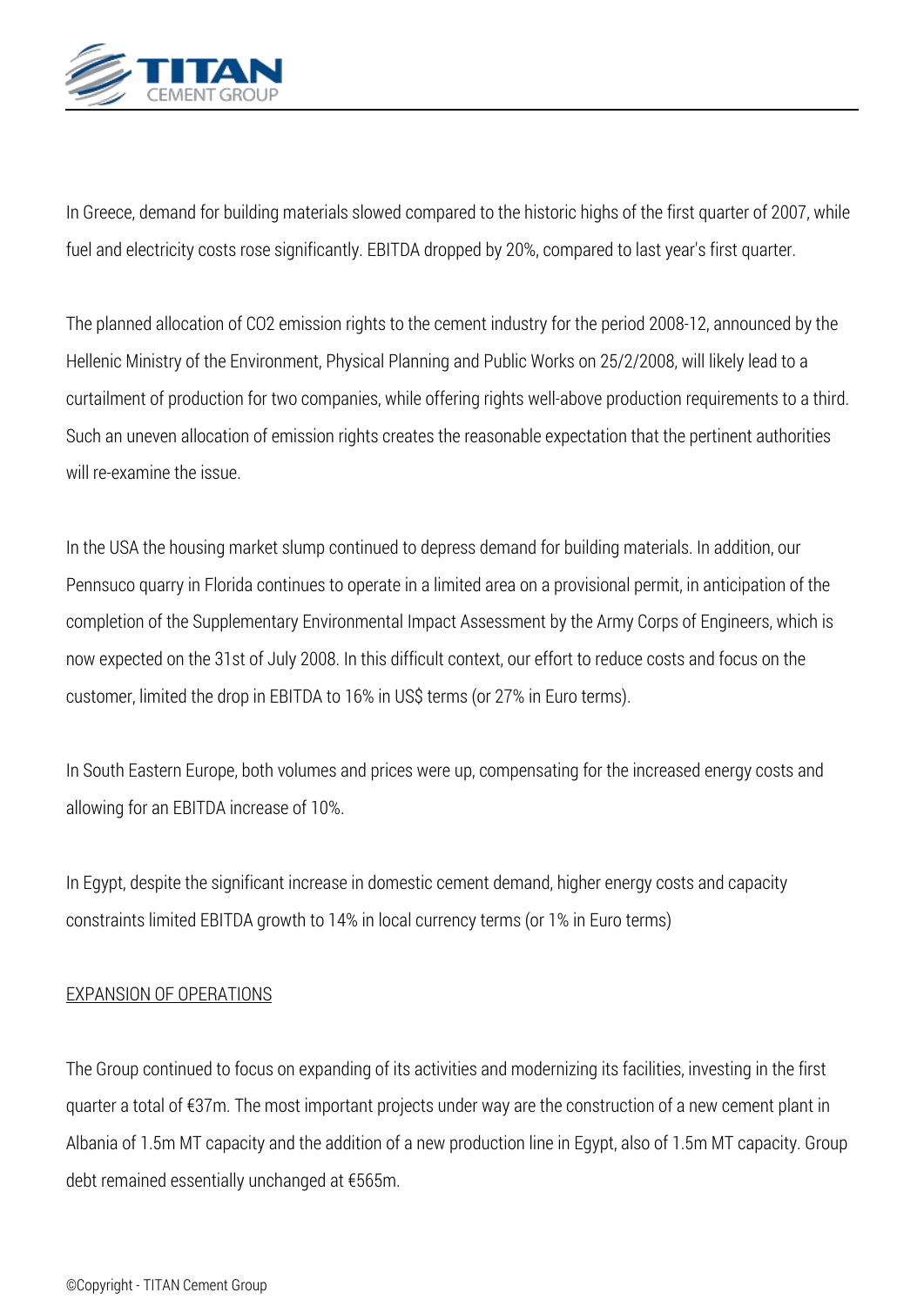In Greece, demand for building materials slowed compared to the historic highs of the first quarter of 2007, while fuel and electricity costs rose significantly. EBITDA dropped by 20%, compared to last year's first quarter.

The planned allocation of $CO_2$ emission rights to the cement industry for the period 2008-12, announced by the Hellenic Ministry of the Environment, Physical Planning and Public Works on 25/2/2008, will likely lead to a curtailment of production for two companies, while offering rights well-above production requirements to a third. Such an uneven allocation of emission rights creates the reasonable expectation that the pertinent authorities will re-examine the issue.

In the USA the housing market slump continued to depress demand for building materials. In addition, our Pennsuco quarry in Florida continues to operate in a limited area on a provisional permit, in anticipation of the completion of the Supplementary Environmental Impact Assessment by the Army Corps of Engineers, which is now expected on the 31st of July 2008. In this difficult context, our effort to reduce costs and focus on the customer, limited the drop in EBITDA to 16% in US$ terms (or 27% in Euro terms).

In South Eastern Europe, both volumes and prices were up, compensating for the increased energy costs and allowing for an EBITDA increase of 10%.

In Egypt, despite the significant increase in domestic cement demand, higher energy costs and capacity constraints limited EBITDA growth to 14% in local currency terms (or 1% in Euro terms)

## EXPANSION OF OPERATIONS

The Group continued to focus on expanding of its activities and modernizing its facilities, investing in the first quarter a total of €37m. The most important projects under way are the construction of a new cement plant in Albania of 1.5m MT capacity and the addition of a new production line in Egypt, also of 1.5m MT capacity. Group debt remained essentially unchanged at €565m.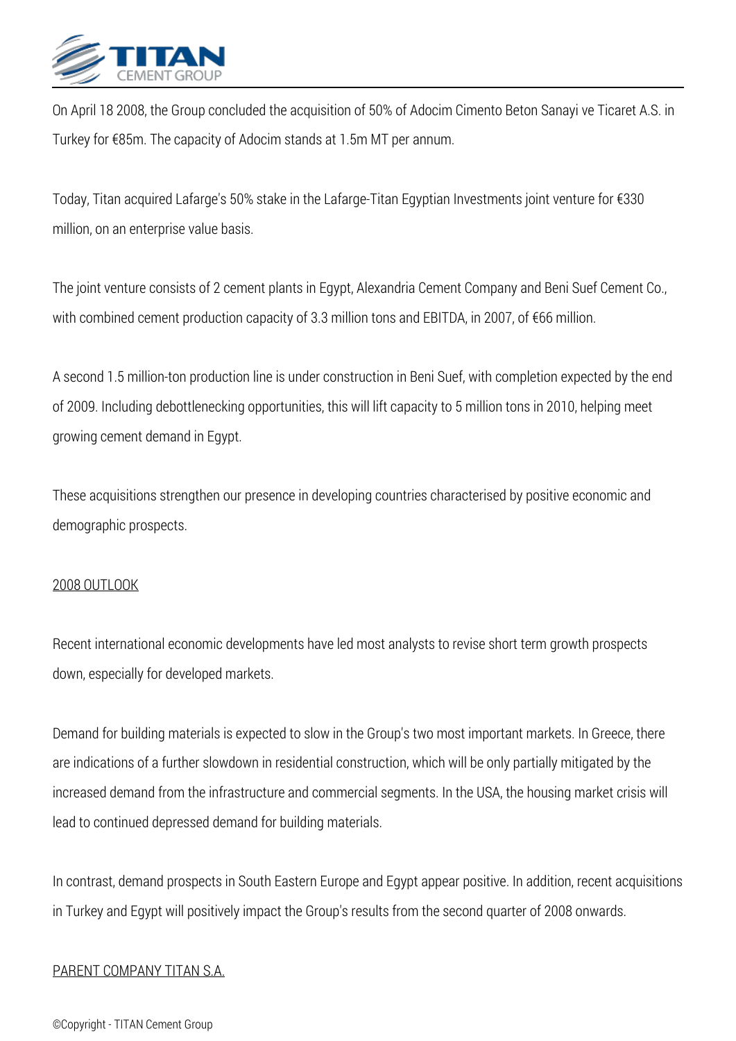On April 18 2008, the Group concluded the acquisition of 50% of Adocim Cimento Beton Sanayi ve Ticaret A.S. in Turkey for €85m. The capacity of Adocim stands at 1.5m MT per annum.

Today, Titan acquired Lafarge's 50% stake in the Lafarge-Titan Egyptian Investments joint venture for €330 million, on an enterprise value basis.

The joint venture consists of 2 cement plants in Egypt, Alexandria Cement Company and Beni Suef Cement Co., with combined cement production capacity of 3.3 million tons and EBITDA, in 2007, of €66 million.

A second 1.5 million-ton production line is under construction in Beni Suef, with completion expected by the end of 2009. Including debottlenecking opportunities, this will lift capacity to 5 million tons in 2010, helping meet growing cement demand in Egypt.

These acquisitions strengthen our presence in developing countries characterised by positive economic and demographic prospects.

## 2008 OUTLOOK

Recent international economic developments have led most analysts to revise short term growth prospects down, especially for developed markets.

Demand for building materials is expected to slow in the Group's two most important markets. In Greece, there are indications of a further slowdown in residential construction, which will be only partially mitigated by the increased demand from the infrastructure and commercial segments. In the USA, the housing market crisis will lead to continued depressed demand for building materials.

In contrast, demand prospects in South Eastern Europe and Egypt appear positive. In addition, recent acquisitions in Turkey and Egypt will positively impact the Group's results from the second quarter of 2008 onwards.

## PARENT COMPANY TITAN S.A.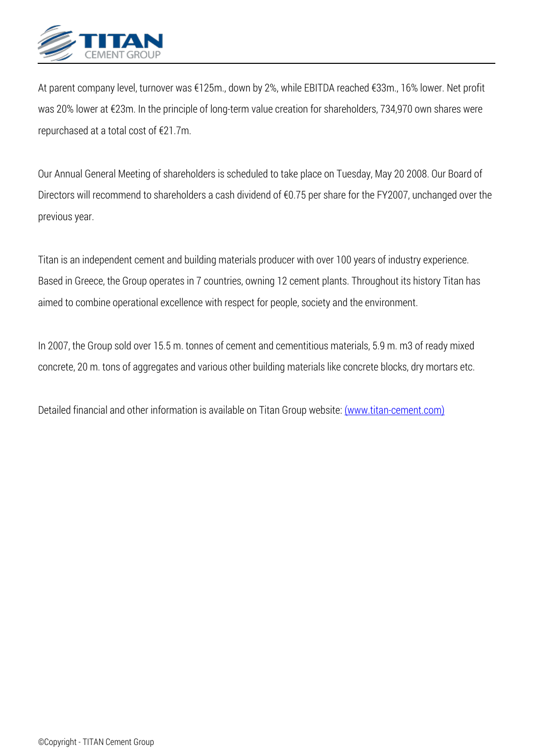At parent company level, turnover was €125m., down by 2%, while EBITDA reached €33m., 16% lower. Net profit was 20% lower at €23m. In the principle of long-term value creation for shareholders, 734,970 own shares were repurchased at a total cost of €21.7m.

Our Annual General Meeting of shareholders is scheduled to take place on Tuesday, May 20 2008. Our Board of Directors will recommend to shareholders a cash dividend of €0.75 per share for the FY2007, unchanged over the previous year.

Titan is an independent cement and building materials producer with over 100 years of industry experience. Based in Greece, the Group operates in 7 countries, owning 12 cement plants. Throughout its history Titan has aimed to combine operational excellence with respect for people, society and the environment.

In 2007, the Group sold over 15.5 m. tonnes of cement and cementitious materials, 5.9 m. m3 of ready mixed concrete, 20 m. tons of aggregates and various other building materials like concrete blocks, dry mortars etc.

Detailed financial and other information is available on Titan Group website: (www.titan-cement.com)